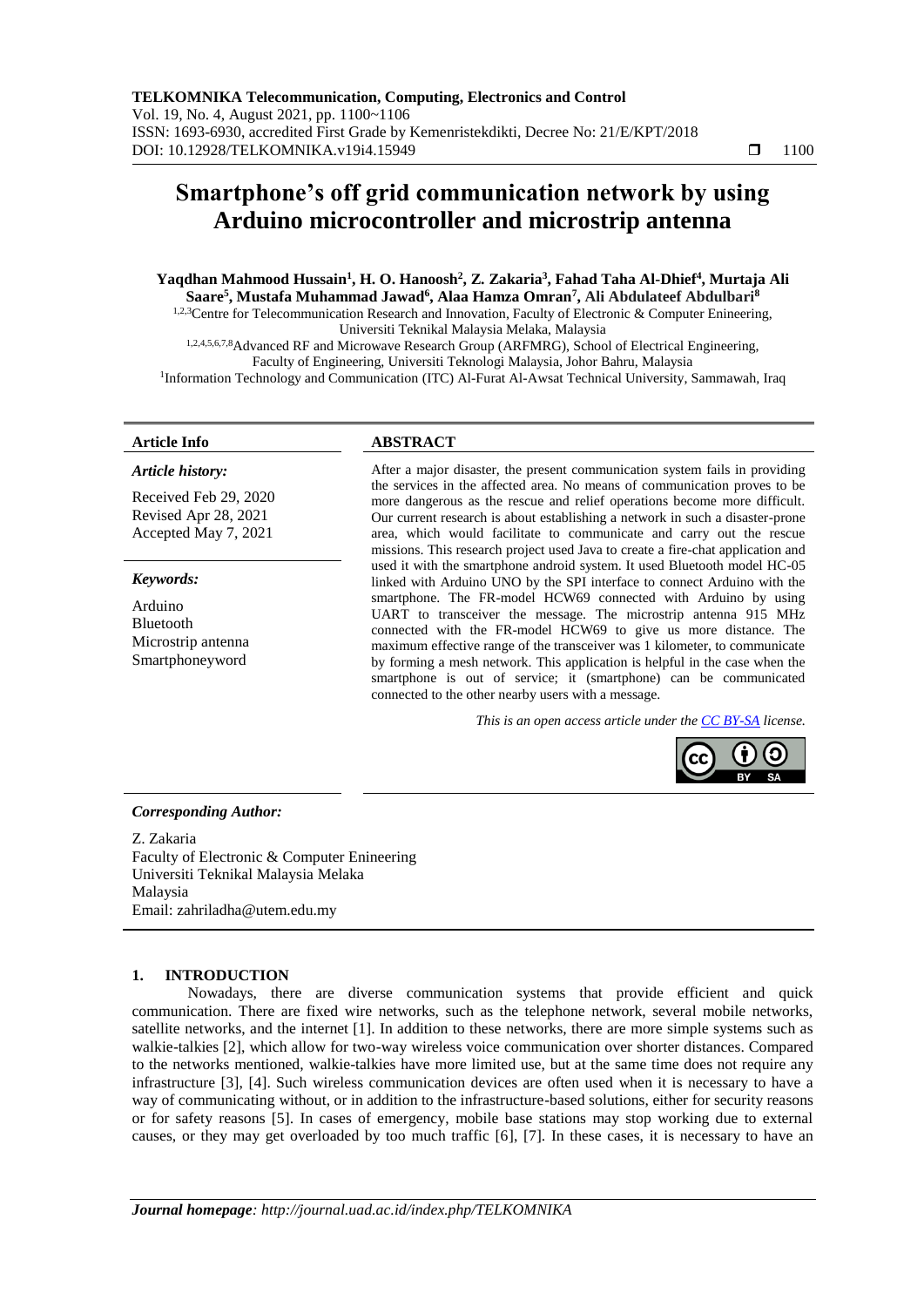# Smartphone's off grid communication network by using Arduino microcontroller and microstrip antenna

**Yaqdhan Mahmood Hussain[1], H. O. Hanoosh[2], Z. Zakaria[3], Fahad Taha Al-Dhief[4], Murtaja Ali Saare[5], Mustafa Muhammad Jawad[6], Alaa Hamza Omran[7], Ali Abdulateef Abdulbari[8]**

[1,2,3]Centre for Telecommunication Research and Innovation, Faculty of Electronic & Computer Enineering, Universiti Teknikal Malaysia Melaka, Malaysia

[1,2,4,5,6,7,8]Advanced RF and Microwave Research Group (ARFMRG), School of Electrical Engineering, Faculty of Engineering, Universiti Teknologi Malaysia, Johor Bahru, Malaysia

[1]Information Technology and Communication (ITC) Al-Furat Al-Awsat Technical University, Sammawah, Iraq

**Article Info**

*Article history:*

Received Feb 29, 2020
Revised Apr 28, 2021
Accepted May 7, 2021

*Keywords:*

Arduino
Bluetooth
Microstrip antenna
Smartphoneyword

**ABSTRACT**

After a major disaster, the present communication system fails in providing the services in the affected area. No means of communication proves to be more dangerous as the rescue and relief operations become more difficult. Our current research is about establishing a network in such a disaster-prone area, which would facilitate to communicate and carry out the rescue missions. This research project used Java to create a fire-chat application and used it with the smartphone android system. It used Bluetooth model HC-05 linked with Arduino UNO by the SPI interface to connect Arduino with the smartphone. The FR-model HCW69 connected with Arduino by using UART to transceiver the message. The microstrip antenna 915 MHz connected with the FR-model HCW69 to give us more distance. The maximum effective range of the transceiver was 1 kilometer, to communicate by forming a mesh network. This application is helpful in the case when the smartphone is out of service; it (smartphone) can be communicated connected to the other nearby users with a message.

*This is an open access article under the CC BY-SA license.*

***Corresponding Author:***

Z. Zakaria
Faculty of Electronic & Computer Enineering
Universiti Teknikal Malaysia Melaka
Malaysia
Email: zahriladha@utem.edu.my

## 1. INTRODUCTION

Nowadays, there are diverse communication systems that provide efficient and quick communication. There are fixed wire networks, such as the telephone network, several mobile networks, satellite networks, and the internet [1]. In addition to these networks, there are more simple systems such as walkie-talkies [2], which allow for two-way wireless voice communication over shorter distances. Compared to the networks mentioned, walkie-talkies have more limited use, but at the same time does not require any infrastructure [3], [4]. Such wireless communication devices are often used when it is necessary to have a way of communicating without, or in addition to the infrastructure-based solutions, either for security reasons or for safety reasons [5]. In cases of emergency, mobile base stations may stop working due to external causes, or they may get overloaded by too much traffic [6], [7]. In these cases, it is necessary to have an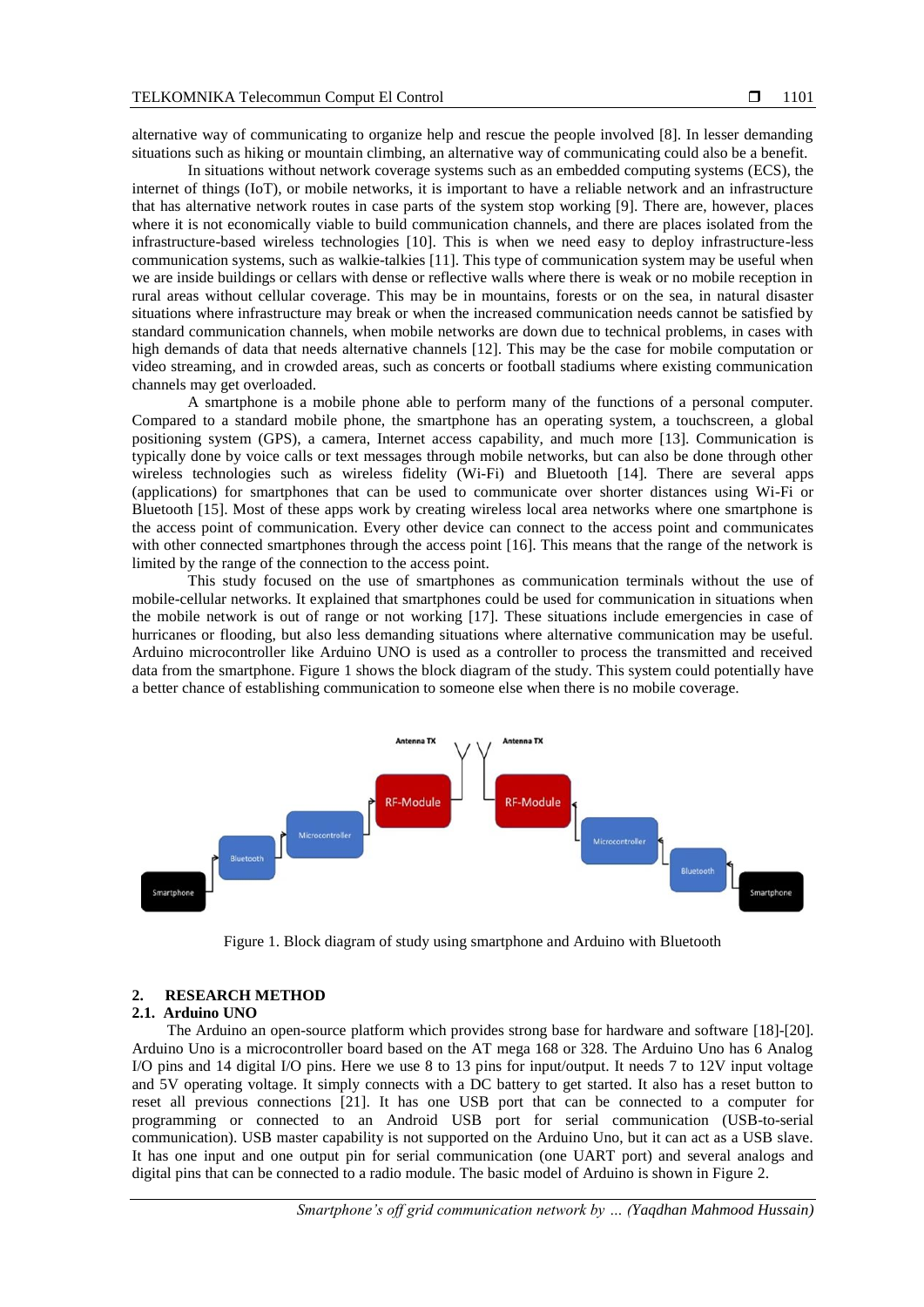alternative way of communicating to organize help and rescue the people involved [8]. In lesser demanding situations such as hiking or mountain climbing, an alternative way of communicating could also be a benefit.

In situations without network coverage systems such as an embedded computing systems (ECS), the internet of things (IoT), or mobile networks, it is important to have a reliable network and an infrastructure that has alternative network routes in case parts of the system stop working [9]. There are, however, places where it is not economically viable to build communication channels, and there are places isolated from the infrastructure-based wireless technologies [10]. This is when we need easy to deploy infrastructure-less communication systems, such as walkie-talkies [11]. This type of communication system may be useful when we are inside buildings or cellars with dense or reflective walls where there is weak or no mobile reception in rural areas without cellular coverage. This may be in mountains, forests or on the sea, in natural disaster situations where infrastructure may break or when the increased communication needs cannot be satisfied by standard communication channels, when mobile networks are down due to technical problems, in cases with high demands of data that needs alternative channels [12]. This may be the case for mobile computation or video streaming, and in crowded areas, such as concerts or football stadiums where existing communication channels may get overloaded.

A smartphone is a mobile phone able to perform many of the functions of a personal computer. Compared to a standard mobile phone, the smartphone has an operating system, a touchscreen, a global positioning system (GPS), a camera, Internet access capability, and much more [13]. Communication is typically done by voice calls or text messages through mobile networks, but can also be done through other wireless technologies such as wireless fidelity (Wi-Fi) and Bluetooth [14]. There are several apps (applications) for smartphones that can be used to communicate over shorter distances using Wi-Fi or Bluetooth [15]. Most of these apps work by creating wireless local area networks where one smartphone is the access point of communication. Every other device can connect to the access point and communicates with other connected smartphones through the access point [16]. This means that the range of the network is limited by the range of the connection to the access point.

This study focused on the use of smartphones as communication terminals without the use of mobile-cellular networks. It explained that smartphones could be used for communication in situations when the mobile network is out of range or not working [17]. These situations include emergencies in case of hurricanes or flooding, but also less demanding situations where alternative communication may be useful. Arduino microcontroller like Arduino UNO is used as a controller to process the transmitted and received data from the smartphone. Figure 1 shows the block diagram of the study. This system could potentially have a better chance of establishing communication to someone else when there is no mobile coverage.

Figure 1. Block diagram of study using smartphone and Arduino with Bluetooth

## 2. RESEARCH METHOD

### 2.1. Arduino UNO

The Arduino an open-source platform which provides strong base for hardware and software [18]-[20]. Arduino Uno is a microcontroller board based on the AT mega 168 or 328. The Arduino Uno has 6 Analog I/O pins and 14 digital I/O pins. Here we use 8 to 13 pins for input/output. It needs 7 to 12V input voltage and 5V operating voltage. It simply connects with a DC battery to get started. It also has a reset button to reset all previous connections [21]. It has one USB port that can be connected to a computer for programming or connected to an Android USB port for serial communication (USB-to-serial communication). USB master capability is not supported on the Arduino Uno, but it can act as a USB slave. It has one input and one output pin for serial communication (one UART port) and several analogs and digital pins that can be connected to a radio module. The basic model of Arduino is shown in Figure 2.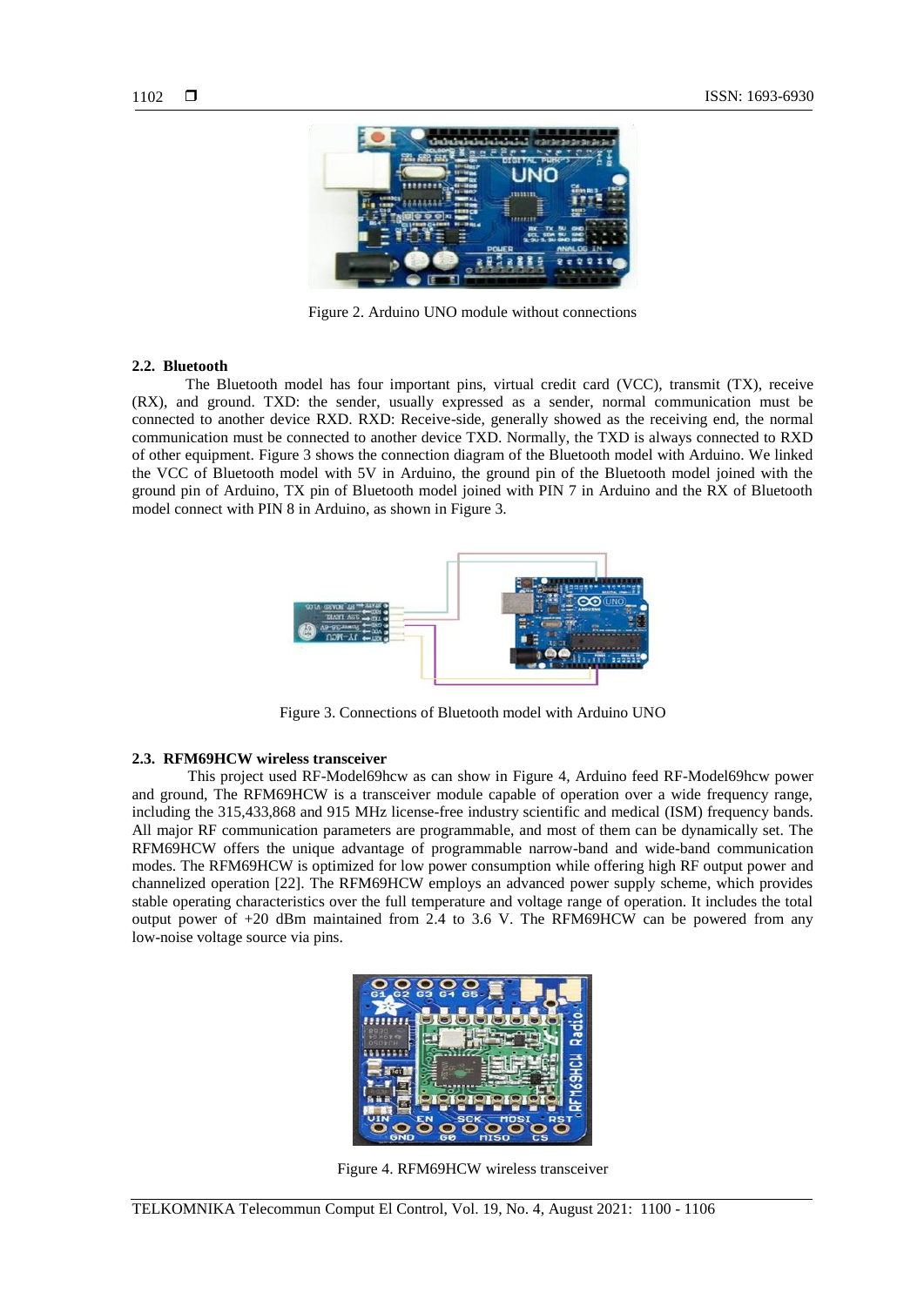Figure 2. Arduino UNO module without connections

### 2.2. Bluetooth

The Bluetooth model has four important pins, virtual credit card (VCC), transmit (TX), receive (RX), and ground. TXD: the sender, usually expressed as a sender, normal communication must be connected to another device RXD. RXD: Receive-side, generally showed as the receiving end, the normal communication must be connected to another device TXD. Normally, the TXD is always connected to RXD of other equipment. Figure 3 shows the connection diagram of the Bluetooth model with Arduino. We linked the VCC of Bluetooth model with 5V in Arduino, the ground pin of the Bluetooth model joined with the ground pin of Arduino, TX pin of Bluetooth model joined with PIN 7 in Arduino and the RX of Bluetooth model connect with PIN 8 in Arduino, as shown in Figure 3.

Figure 3. Connections of Bluetooth model with Arduino UNO

### 2.3. RFM69HCW wireless transceiver

This project used RF-Model69hcw as can show in Figure 4, Arduino feed RF-Model69hcw power and ground, The RFM69HCW is a transceiver module capable of operation over a wide frequency range, including the 315,433,868 and 915 MHz license-free industry scientific and medical (ISM) frequency bands. All major RF communication parameters are programmable, and most of them can be dynamically set. The RFM69HCW offers the unique advantage of programmable narrow-band and wide-band communication modes. The RFM69HCW is optimized for low power consumption while offering high RF output power and channelized operation [22]. The RFM69HCW employs an advanced power supply scheme, which provides stable operating characteristics over the full temperature and voltage range of operation. It includes the total output power of +20 dBm maintained from 2.4 to 3.6 V. The RFM69HCW can be powered from any low-noise voltage source via pins.

Figure 4. RFM69HCW wireless transceiver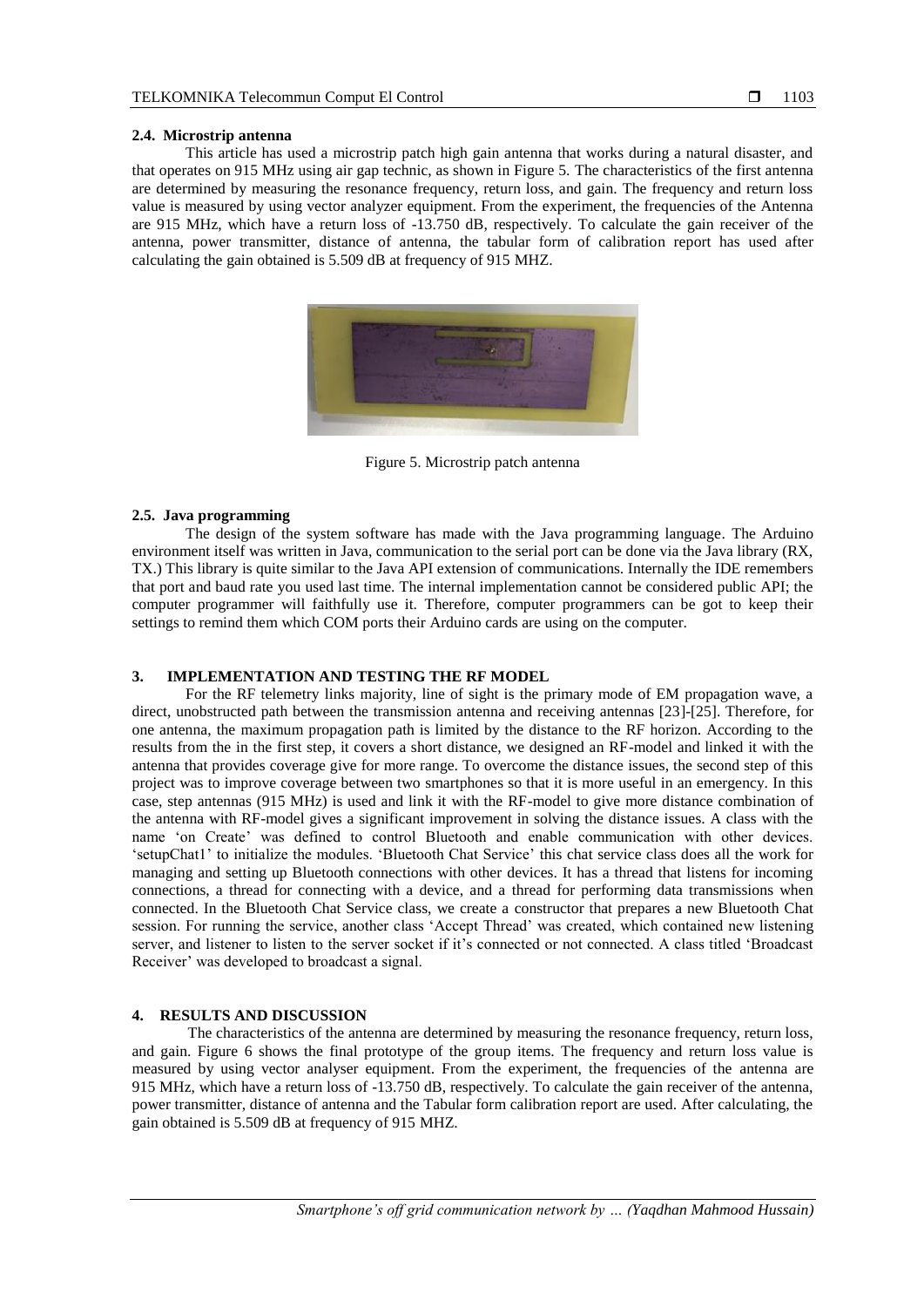### 2.4. Microstrip antenna

This article has used a microstrip patch high gain antenna that works during a natural disaster, and that operates on 915 MHz using air gap technic, as shown in Figure 5. The characteristics of the first antenna are determined by measuring the resonance frequency, return loss, and gain. The frequency and return loss value is measured by using vector analyzer equipment. From the experiment, the frequencies of the Antenna are 915 MHz, which have a return loss of -13.750 dB, respectively. To calculate the gain receiver of the antenna, power transmitter, distance of antenna, the tabular form of calibration report has used after calculating the gain obtained is 5.509 dB at frequency of 915 MHZ.

Figure 5. Microstrip patch antenna

### 2.5. Java programming

The design of the system software has made with the Java programming language. The Arduino environment itself was written in Java, communication to the serial port can be done via the Java library (RX, TX.) This library is quite similar to the Java API extension of communications. Internally the IDE remembers that port and baud rate you used last time. The internal implementation cannot be considered public API; the computer programmer will faithfully use it. Therefore, computer programmers can be got to keep their settings to remind them which COM ports their Arduino cards are using on the computer.

## 3. IMPLEMENTATION AND TESTING THE RF MODEL

For the RF telemetry links majority, line of sight is the primary mode of EM propagation wave, a direct, unobstructed path between the transmission antenna and receiving antennas [23]-[25]. Therefore, for one antenna, the maximum propagation path is limited by the distance to the RF horizon. According to the results from the in the first step, it covers a short distance, we designed an RF-model and linked it with the antenna that provides coverage give for more range. To overcome the distance issues, the second step of this project was to improve coverage between two smartphones so that it is more useful in an emergency. In this case, step antennas (915 MHz) is used and link it with the RF-model to give more distance combination of the antenna with RF-model gives a significant improvement in solving the distance issues. A class with the name 'on Create' was defined to control Bluetooth and enable communication with other devices. 'setupChat1' to initialize the modules. 'Bluetooth Chat Service' this chat service class does all the work for managing and setting up Bluetooth connections with other devices. It has a thread that listens for incoming connections, a thread for connecting with a device, and a thread for performing data transmissions when connected. In the Bluetooth Chat Service class, we create a constructor that prepares a new Bluetooth Chat session. For running the service, another class 'Accept Thread' was created, which contained new listening server, and listener to listen to the server socket if it's connected or not connected. A class titled 'Broadcast Receiver' was developed to broadcast a signal.

## 4. RESULTS AND DISCUSSION

The characteristics of the antenna are determined by measuring the resonance frequency, return loss, and gain. Figure 6 shows the final prototype of the group items. The frequency and return loss value is measured by using vector analyser equipment. From the experiment, the frequencies of the antenna are 915 MHz, which have a return loss of -13.750 dB, respectively. To calculate the gain receiver of the antenna, power transmitter, distance of antenna and the Tabular form calibration report are used. After calculating, the gain obtained is 5.509 dB at frequency of 915 MHZ.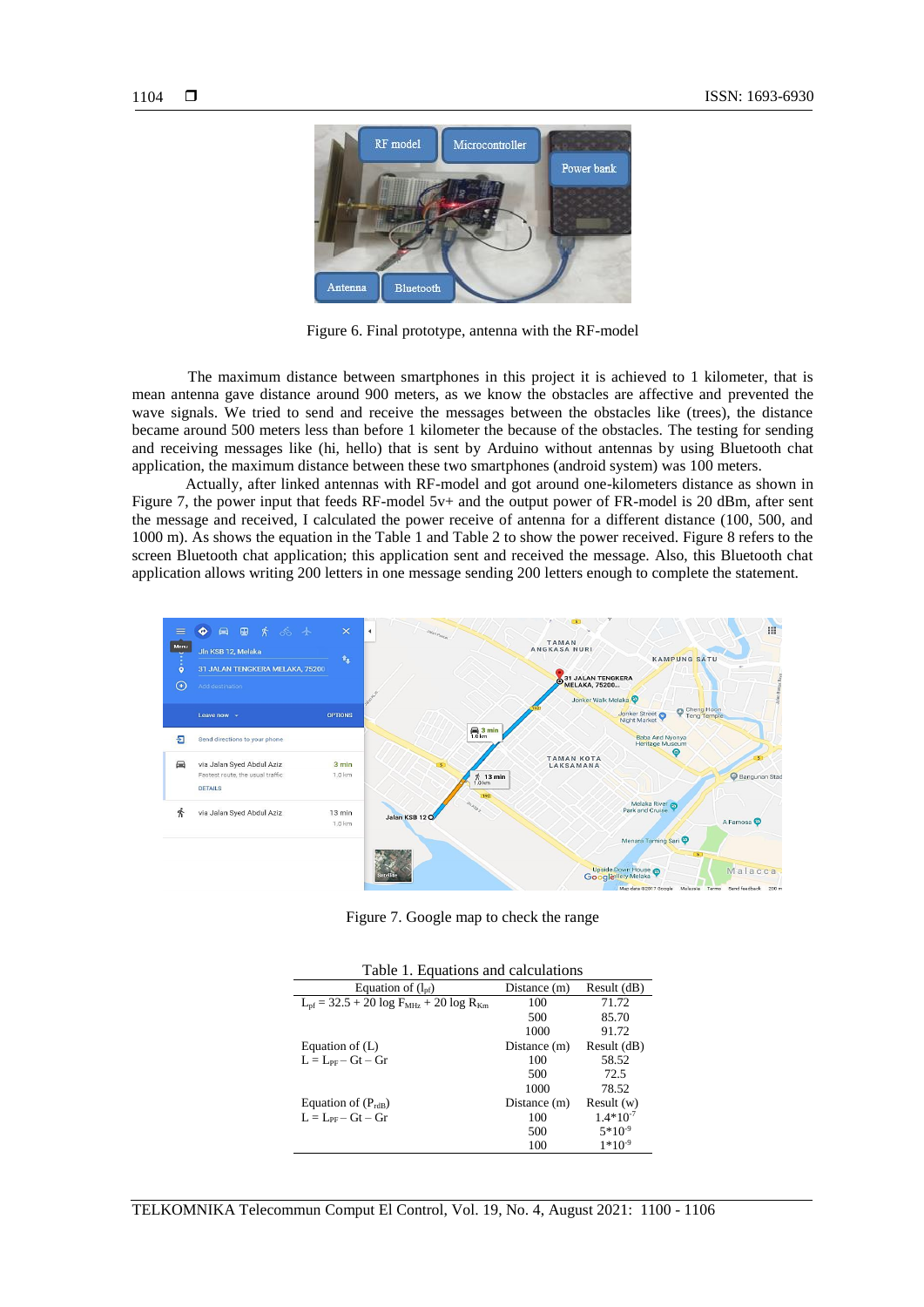Figure 6. Final prototype, antenna with the RF-model

The maximum distance between smartphones in this project it is achieved to 1 kilometer, that is mean antenna gave distance around 900 meters, as we know the obstacles are affective and prevented the wave signals. We tried to send and receive the messages between the obstacles like (trees), the distance became around 500 meters less than before 1 kilometer the because of the obstacles. The testing for sending and receiving messages like (hi, hello) that is sent by Arduino without antennas by using Bluetooth chat application, the maximum distance between these two smartphones (android system) was 100 meters.

Actually, after linked antennas with RF-model and got around one-kilometers distance as shown in Figure 7, the power input that feeds RF-model 5v+ and the output power of FR-model is 20 dBm, after sent the message and received, I calculated the power receive of antenna for a different distance (100, 500, and 1000 m). As shows the equation in the Table 1 and Table 2 to show the power received. Figure 8 refers to the screen Bluetooth chat application; this application sent and received the message. Also, this Bluetooth chat application allows writing 200 letters in one message sending 200 letters enough to complete the statement.

Figure 7. Google map to check the range

Table 1. Equations and calculations

| Equation of ($l_{pf}$) | Distance (m) | Result (dB) |
|---|---|---|
| $L_{pf} = 32.5 + 20 \log F_{MHz} + 20 \log R_{Km}$ | 100 | 71.72 |
| | 500 | 85.70 |
| | 1000 | 91.72 |
| Equation of (L) | Distance (m) | Result (dB) |
| $L = L_{PF} - Gt - Gr$ | 100 | 58.52 |
| | 500 | 72.5 |
| | 1000 | 78.52 |
| Equation of ($P_{rdB}$) | Distance (m) | Result (w) |
| $L = L_{PF} - Gt - Gr$ | 100 | $1.4*10^{-7}$ |
| | 500 | $5*10^{-9}$ |
| | 100 | $1*10^{-9}$ |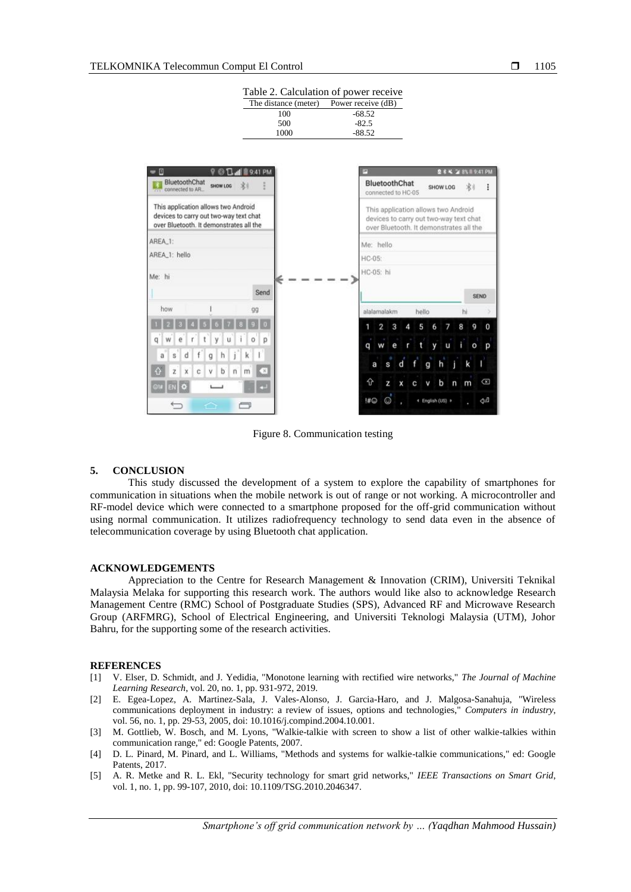Table 2. Calculation of power receive

| The distance (meter) | Power receive (dB) |
| --- | --- |
| 100 | -68.52 |
| 500 | -82.5 |
| 1000 | -88.52 |

Figure 8. Communication testing

## 5. CONCLUSION

This study discussed the development of a system to explore the capability of smartphones for communication in situations when the mobile network is out of range or not working. A microcontroller and RF-model device which were connected to a smartphone proposed for the off-grid communication without using normal communication. It utilizes radiofrequency technology to send data even in the absence of telecommunication coverage by using Bluetooth chat application.

## ACKNOWLEDGEMENTS

Appreciation to the Centre for Research Management & Innovation (CRIM), Universiti Teknikal Malaysia Melaka for supporting this research work. The authors would like also to acknowledge Research Management Centre (RMC) School of Postgraduate Studies (SPS), Advanced RF and Microwave Research Group (ARFMRG), School of Electrical Engineering, and Universiti Teknologi Malaysia (UTM), Johor Bahru, for the supporting some of the research activities.

## REFERENCES

[1] V. Elser, D. Schmidt, and J. Yedidia, "Monotone learning with rectified wire networks," *The Journal of Machine Learning Research*, vol. 20, no. 1, pp. 931-972, 2019.

[2] E. Egea-Lopez, A. Martinez-Sala, J. Vales-Alonso, J. Garcia-Haro, and J. Malgosa-Sanahuja, "Wireless communications deployment in industry: a review of issues, options and technologies," *Computers in industry*, vol. 56, no. 1, pp. 29-53, 2005, doi: 10.1016/j.compind.2004.10.001.

[3] M. Gottlieb, W. Bosch, and M. Lyons, "Walkie-talkie with screen to show a list of other walkie-talkies within communication range," ed: Google Patents, 2007.

[4] D. L. Pinard, M. Pinard, and L. Williams, "Methods and systems for walkie-talkie communications," ed: Google Patents, 2017.

[5] A. R. Metke and R. L. Ekl, "Security technology for smart grid networks," *IEEE Transactions on Smart Grid*, vol. 1, no. 1, pp. 99-107, 2010, doi: 10.1109/TSG.2010.2046347.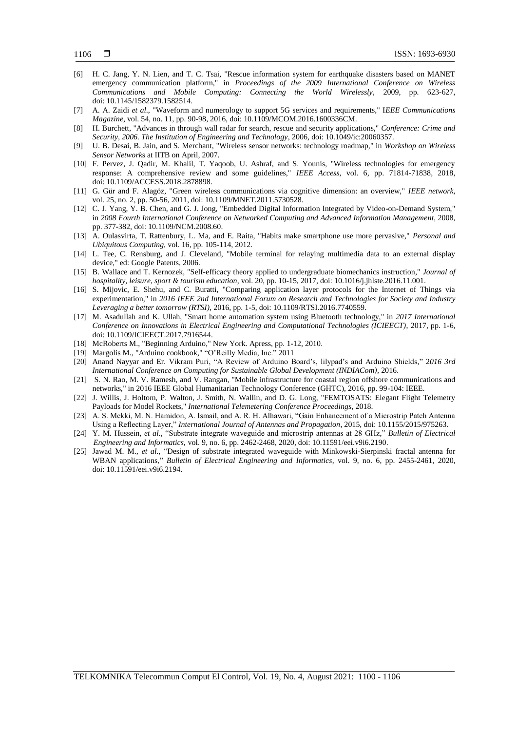[6] H. C. Jang, Y. N. Lien, and T. C. Tsai, "Rescue information system for earthquake disasters based on MANET emergency communication platform," in *Proceedings of the 2009 International Conference on Wireless Communications and Mobile Computing: Connecting the World Wirelessly*, 2009, pp. 623-627, doi: 10.1145/1582379.1582514.

[7] A. A. Zaidi *et al*., "Waveform and numerology to support 5G services and requirements," I*EEE Communications Magazine*, vol. 54, no. 11, pp. 90-98, 2016, doi: 10.1109/MCOM.2016.1600336CM.

[8] H. Burchett, "Advances in through wall radar for search, rescue and security applications," *Conference: Crime and Security, 2006. The Institution of Engineering and Technology*, 2006, doi: 10.1049/ic:20060357.

[9] U. B. Desai, B. Jain, and S. Merchant, "Wireless sensor networks: technology roadmap," in *Workshop on Wireless Sensor Networks* at IITB on April, 2007.

[10] F. Pervez, J. Qadir, M. Khalil, T. Yaqoob, U. Ashraf, and S. Younis, "Wireless technologies for emergency response: A comprehensive review and some guidelines," *IEEE Access*, vol. 6, pp. 71814-71838, 2018, doi: 10.1109/ACCESS.2018.2878898.

[11] G. Gür and F. Alagöz, "Green wireless communications via cognitive dimension: an overview," *IEEE network*, vol. 25, no. 2, pp. 50-56, 2011, doi: 10.1109/MNET.2011.5730528.

[12] C. J. Yang, Y. B. Chen, and G. J. Jong, "Embedded Digital Information Integrated by Video-on-Demand System," in *2008 Fourth International Conference on Networked Computing and Advanced Information Management*, 2008, pp. 377-382, doi: 10.1109/NCM.2008.60.

[13] A. Oulasvirta, T. Rattenbury, L. Ma, and E. Raita, "Habits make smartphone use more pervasive," *Personal and Ubiquitous Computing*, vol. 16, pp. 105-114, 2012.

[14] L. Tee, C. Rensburg, and J. Cleveland, "Mobile terminal for relaying multimedia data to an external display device," ed: Google Patents, 2006.

[15] B. Wallace and T. Kernozek, "Self-efficacy theory applied to undergraduate biomechanics instruction," *Journal of hospitality, leisure, sport & tourism education*, vol. 20, pp. 10-15, 2017, doi: 10.1016/j.jhlste.2016.11.001.

[16] S. Mijovic, E. Shehu, and C. Buratti, "Comparing application layer protocols for the Internet of Things via experimentation," in *2016 IEEE 2nd International Forum on Research and Technologies for Society and Industry Leveraging a better tomorrow (RTSI)*, 2016, pp. 1-5, doi: 10.1109/RTSI.2016.7740559.

[17] M. Asadullah and K. Ullah, "Smart home automation system using Bluetooth technology," in *2017 International Conference on Innovations in Electrical Engineering and Computational Technologies (ICIEECT)*, 2017, pp. 1-6, doi: 10.1109/ICIEECT.2017.7916544.

[18] McRoberts M., "Beginning Arduino," New York. Apress, pp. 1-12, 2010.

[19] Margolis M., "Arduino cookbook," "O'Reilly Media, Inc." 2011

[20] Anand Nayyar and Er. Vikram Puri, "A Review of Arduino Board's, lilypad's and Arduino Shields," 2*016 3rd International Conference on Computing for Sustainable Global Development (INDIACom)*, 2016.

[21] S. N. Rao, M. V. Ramesh, and V. Rangan, "Mobile infrastructure for coastal region offshore communications and networks," in 2016 IEEE Global Humanitarian Technology Conference (GHTC), 2016, pp. 99-104: IEEE.

[22] J. Willis, J. Holtom, P. Walton, J. Smith, N. Wallin, and D. G. Long, "FEMTOSATS: Elegant Flight Telemetry Payloads for Model Rockets," *International Telemetering Conference Proceedings*, 2018.

[23] A. S. Mekki, M. N. Hamidon, A. Ismail, and A. R. H. Alhawari, "Gain Enhancement of a Microstrip Patch Antenna Using a Reflecting Layer," *International Journal of Antennas and Propagation*, 2015, doi: 10.1155/2015/975263.

[24] Y. M. Hussein, *et al.*, "Substrate integrate waveguide and microstrip antennas at 28 GHz," *Bulletin of Electrical Engineering and Informatics*, vol. 9, no. 6, pp. 2462-2468, 2020, doi: 10.11591/eei.v9i6.2190.

[25] Jawad M. M., *et al*., "Design of substrate integrated waveguide with Minkowski-Sierpinski fractal antenna for WBAN applications," *Bulletin of Electrical Engineering and Informatics*, vol. 9, no. 6, pp. 2455-2461, 2020, doi: 10.11591/eei.v9i6.2194.